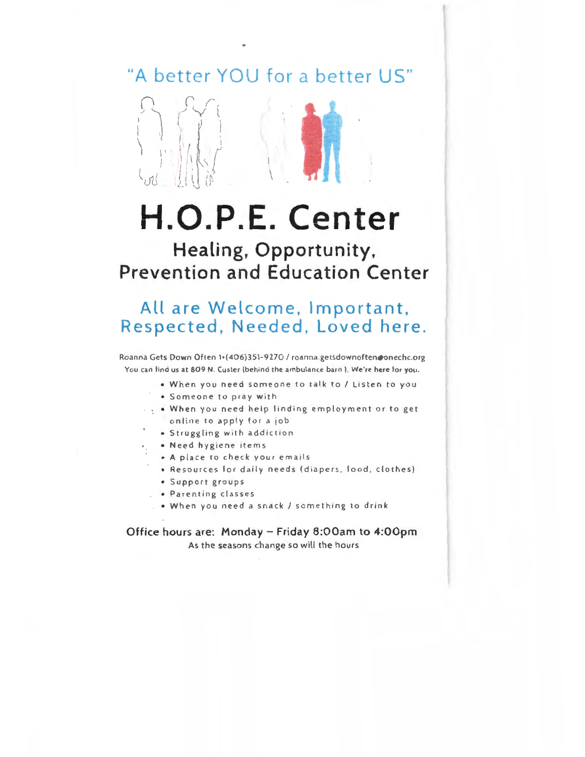## "A better YOU for a better US"

# H.O.P.E. Center

## Healing, Opportunity, Prevention and Education Center

## All are Welcome, Important, Respected, Needed, Loved here.

Roanna Gets Down Often 1+(406)351-9270 / roanna.getsdownoften@onechc.org

You can find us at 809 N. Custer (behind the ambulance barn ). We're here for you.

- When you need someone to talk to / Listen to you
- Someone to pray with
- When you need help finding employment or to get online to apply for a job
- Struggling with addiction
- Need hygiene items
- A place to check your emails
- Resources for daily needs (diapers, food, clothes)
- Support groups
- Parenting classes
- When you need a snack / something to drink

**Office hours are: Monday – Friday 8:00am to 4:00pm**

As the seasons change so will the hours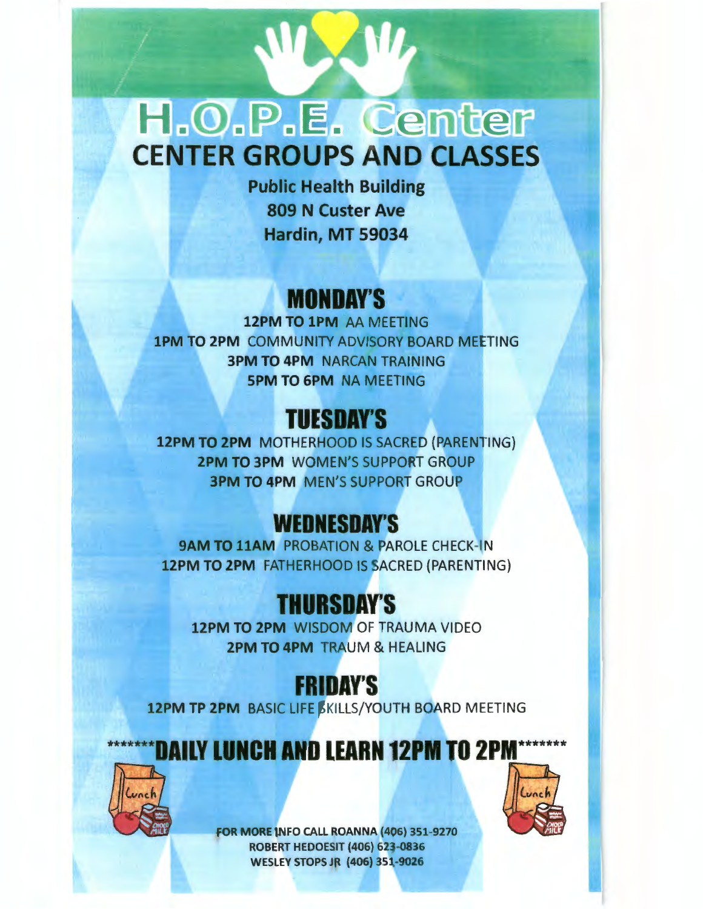# H.O.P.E. Center

## CENTER GROUPS AND CLASSES

**Public Health Building**
**809 N Custer Ave**
**Hardin, MT 59034**

### MONDAY'S

**12PM TO 1PM** AA MEETING
**1PM TO 2PM** COMMUNITY ADVISORY BOARD MEETING
**3PM TO 4PM** NARCAN TRAINING
**5PM TO 6PM** NA MEETING

### TUESDAY'S

**12PM TO 2PM** MOTHERHOOD IS SACRED (PARENTING)
**2PM TO 3PM** WOMEN'S SUPPORT GROUP
**3PM TO 4PM** MEN'S SUPPORT GROUP

### WEDNESDAY'S

**9AM TO 11AM** PROBATION & PAROLE CHECK-IN
**12PM TO 2PM** FATHERHOOD IS SACRED (PARENTING)

### THURSDAY'S

**12PM TO 2PM** WISDOM OF TRAUMA VIDEO
**2PM TO 4PM** TRAUM & HEALING

### FRIDAY'S

**12PM TP 2PM** BASIC LIFE SKILLS/YOUTH BOARD MEETING

### *******DAILY LUNCH AND LEARN 12PM TO 2PM*******

**FOR MORE INFO CALL ROANNA (406) 351-9270**
**ROBERT HEDOESIT (406) 623-0836**
**WESLEY STOPS JR (406) 351-9026**